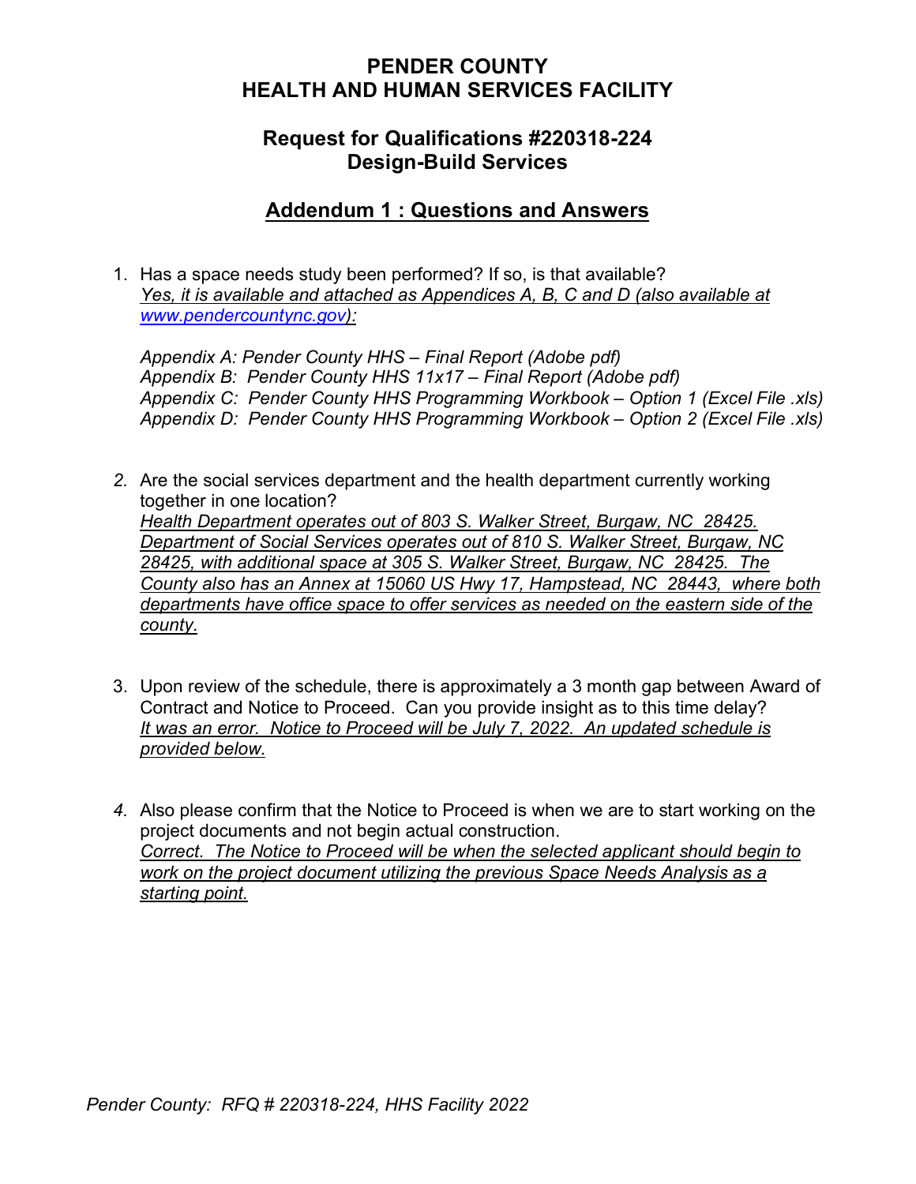# PENDER COUNTY
# HEALTH AND HUMAN SERVICES FACILITY

## Request for Qualifications #220318-224
## Design-Build Services

## Addendum 1 : Questions and Answers

1. Has a space needs study been performed? If so, is that available?
   *Yes, it is available and attached as Appendices A, B, C and D (also available at [www.pendercountync.gov](http://www.pendercountync.gov)):*

   *Appendix A: Pender County HHS – Final Report (Adobe pdf)*
   *Appendix B: Pender County HHS 11x17 – Final Report (Adobe pdf)*
   *Appendix C: Pender County HHS Programming Workbook – Option 1 (Excel File .xls)*
   *Appendix D: Pender County HHS Programming Workbook – Option 2 (Excel File .xls)*

2. Are the social services department and the health department currently working together in one location?
   *Health Department operates out of 803 S. Walker Street, Burgaw, NC 28425. Department of Social Services operates out of 810 S. Walker Street, Burgaw, NC 28425, with additional space at 305 S. Walker Street, Burgaw, NC 28425. The County also has an Annex at 15060 US Hwy 17, Hampstead, NC 28443, where both departments have office space to offer services as needed on the eastern side of the county.*

3. Upon review of the schedule, there is approximately a 3 month gap between Award of Contract and Notice to Proceed. Can you provide insight as to this time delay?
   *It was an error. Notice to Proceed will be July 7, 2022. An updated schedule is provided below.*

4. Also please confirm that the Notice to Proceed is when we are to start working on the project documents and not begin actual construction.
   *Correct. The Notice to Proceed will be when the selected applicant should begin to work on the project document utilizing the previous Space Needs Analysis as a starting point.*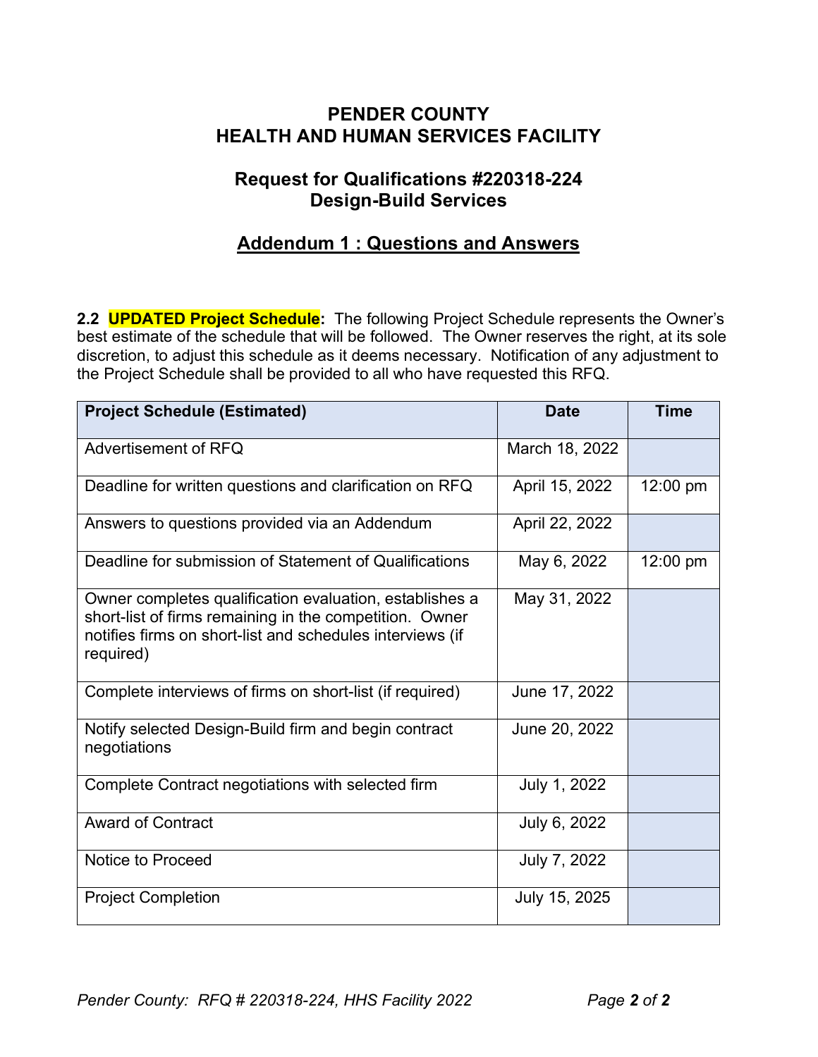# PENDER COUNTY
# HEALTH AND HUMAN SERVICES FACILITY

## Request for Qualifications #220318-224
## Design-Build Services

## Addendum 1 : Questions and Answers

**2.2 UPDATED Project Schedule:** The following Project Schedule represents the Owner's best estimate of the schedule that will be followed. The Owner reserves the right, at its sole discretion, to adjust this schedule as it deems necessary. Notification of any adjustment to the Project Schedule shall be provided to all who have requested this RFQ.

| Project Schedule (Estimated) | Date | Time |
|---|---|---|
| Advertisement of RFQ | March 18, 2022 | |
| Deadline for written questions and clarification on RFQ | April 15, 2022 | 12:00 pm |
| Answers to questions provided via an Addendum | April 22, 2022 | |
| Deadline for submission of Statement of Qualifications | May 6, 2022 | 12:00 pm |
| Owner completes qualification evaluation, establishes a short-list of firms remaining in the competition. Owner notifies firms on short-list and schedules interviews (if required) | May 31, 2022 | |
| Complete interviews of firms on short-list (if required) | June 17, 2022 | |
| Notify selected Design-Build firm and begin contract negotiations | June 20, 2022 | |
| Complete Contract negotiations with selected firm | July 1, 2022 | |
| Award of Contract | July 6, 2022 | |
| Notice to Proceed | July 7, 2022 | |
| Project Completion | July 15, 2025 | |